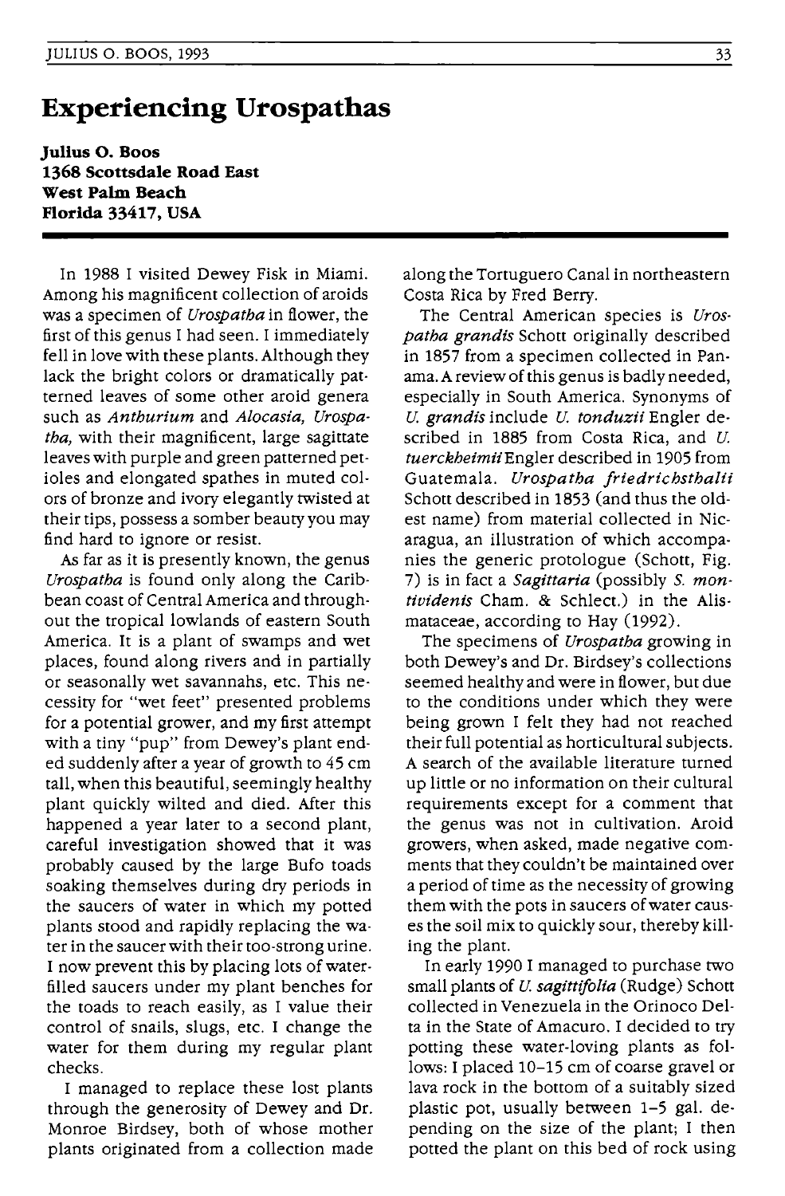# Experiencing Urospathas

**Julius O. Boos**
**1368 Scottsdale Road East**
**West Palm Beach**
**Florida 33417, USA**

In 1988 I visited Dewey Fisk in Miami. Among his magnificent collection of aroids was a specimen of *Urospatha* in flower, the first of this genus I had seen. I immediately fell in love with these plants. Although they lack the bright colors or dramatically patterned leaves of some other aroid genera such as *Anthurium* and *Alocasia, Urospatha,* with their magnificent, large sagittate leaves with purple and green patterned petioles and elongated spathes in muted colors of bronze and ivory elegantly twisted at their tips, possess a somber beauty you may find hard to ignore or resist.

As far as it is presently known, the genus *Urospatha* is found only along the Caribbean coast of Central America and throughout the tropical lowlands of eastern South America. It is a plant of swamps and wet places, found along rivers and in partially or seasonally wet savannahs, etc. This necessity for "wet feet" presented problems for a potential grower, and my first attempt with a tiny "pup" from Dewey's plant ended suddenly after a year of growth to 45 cm tall, when this beautiful, seemingly healthy plant quickly wilted and died. After this happened a year later to a second plant, careful investigation showed that it was probably caused by the large Bufo toads soaking themselves during dry periods in the saucers of water in which my potted plants stood and rapidly replacing the water in the saucer with their too-strong urine. I now prevent this by placing lots of water-filled saucers under my plant benches for the toads to reach easily, as I value their control of snails, slugs, etc. I change the water for them during my regular plant checks.

I managed to replace these lost plants through the generosity of Dewey and Dr. Monroe Birdsey, both of whose mother plants originated from a collection made along the Tortuguero Canal in northeastern Costa Rica by Fred Berry.

The Central American species is *Urospatha grandis* Schott originally described in 1857 from a specimen collected in Panama. A review of this genus is badly needed, especially in South America. Synonyms of *U. grandis* include *U. tonduzii* Engler described in 1885 from Costa Rica, and *U. tuerckheimii* Engler described in 1905 from Guatemala. *Urospatha friedrichsthalii* Schott described in 1853 (and thus the oldest name) from material collected in Nicaragua, an illustration of which accompanies the generic protologue (Schott, Fig. 7) is in fact a *Sagittaria* (possibly *S. montividensis* Cham. & Schlect.) in the Alismataceae, according to Hay (1992).

The specimens of *Urospatha* growing in both Dewey's and Dr. Birdsey's collections seemed healthy and were in flower, but due to the conditions under which they were being grown I felt they had not reached their full potential as horticultural subjects. A search of the available literature turned up little or no information on their cultural requirements except for a comment that the genus was not in cultivation. Aroid growers, when asked, made negative comments that they couldn't be maintained over a period of time as the necessity of growing them with the pots in saucers of water causes the soil mix to quickly sour, thereby killing the plant.

In early 1990 I managed to purchase two small plants of *U. sagittifolia* (Rudge) Schott collected in Venezuela in the Orinoco Delta in the State of Amacuro. I decided to try potting these water-loving plants as follows: I placed 10–15 cm of coarse gravel or lava rock in the bottom of a suitably sized plastic pot, usually between 1–5 gal. depending on the size of the plant; I then potted the plant on this bed of rock using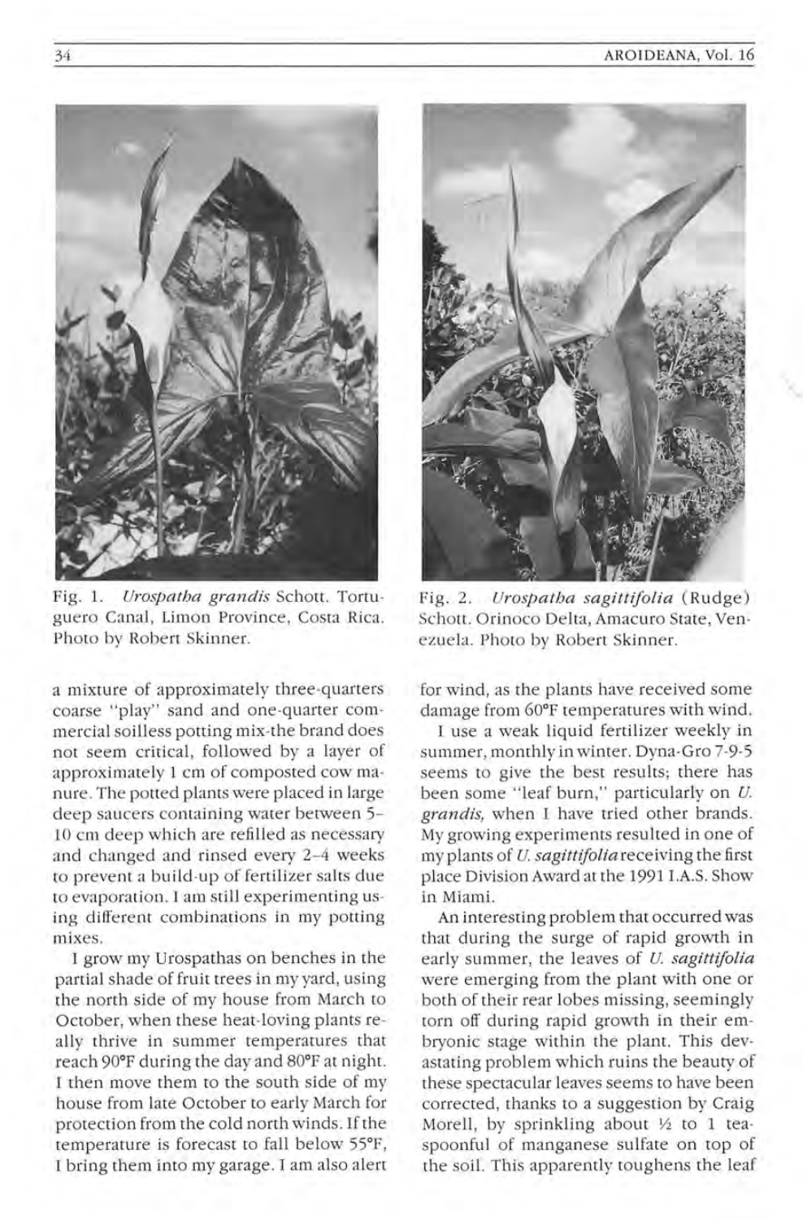Fig. 1. *Urospatha grandis* Schott. Tortuguero Canal, Limon Province, Costa Rica. Photo by Robert Skinner.

Fig. 2. *Urospatha sagittifolia* (Rudge) Schott. Orinoco Delta, Amacuro State, Venezuela. Photo by Robert Skinner.

a mixture of approximately three-quarters coarse "play" sand and one-quarter commercial soilless potting mix-the brand does not seem critical, followed by a layer of approximately 1 cm of composted cow manure. The potted plants were placed in large deep saucers containing water between 5–10 cm deep which are refilled as necessary and changed and rinsed every 2–4 weeks to prevent a build-up of fertilizer salts due to evaporation. I am still experimenting using different combinations in my potting mixes.

I grow my Urospathas on benches in the partial shade of fruit trees in my yard, using the north side of my house from March to October, when these heat-loving plants really thrive in summer temperatures that reach 90°F during the day and 80°F at night. I then move them to the south side of my house from late October to early March for protection from the cold north winds. If the temperature is forecast to fall below 55°F, I bring them into my garage. I am also alert for wind, as the plants have received some damage from 60°F temperatures with wind.

I use a weak liquid fertilizer weekly in summer, monthly in winter. Dyna-Gro 7-9-5 seems to give the best results; there has been some "leaf burn," particularly on *U. grandis,* when I have tried other brands. My growing experiments resulted in one of my plants of *U. sagittifolia* receiving the first place Division Award at the 1991 I.A.S. Show in Miami.

An interesting problem that occurred was that during the surge of rapid growth in early summer, the leaves of *U. sagittifolia* were emerging from the plant with one or both of their rear lobes missing, seemingly torn off during rapid growth in their embryonic stage within the plant. This devastating problem which ruins the beauty of these spectacular leaves seems to have been corrected, thanks to a suggestion by Craig Morell, by sprinkling about ½ to 1 teaspoonful of manganese sulfate on top of the soil. This apparently toughens the leaf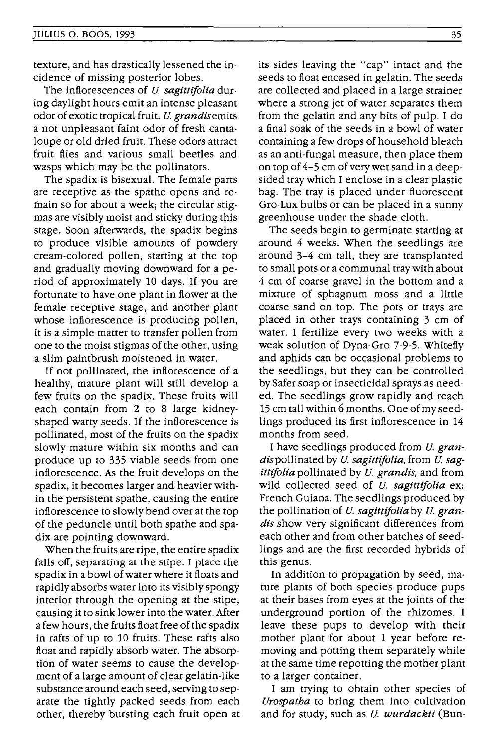texture, and has drastically lessened the incidence of missing posterior lobes.

The inflorescences of *U. sagittifolia* during daylight hours emit an intense pleasant odor of exotic tropical fruit. *U. grandis* emits a not unpleasant faint odor of fresh cantaloupe or old dried fruit. These odors attract fruit flies and various small beetles and wasps which may be the pollinators.

The spadix is bisexual. The female parts are receptive as the spathe opens and remain so for about a week; the circular stigmas are visibly moist and sticky during this stage. Soon afterwards, the spadix begins to produce visible amounts of powdery cream-colored pollen, starting at the top and gradually moving downward for a period of approximately 10 days. If you are fortunate to have one plant in flower at the female receptive stage, and another plant whose inflorescence is producing pollen, it is a simple matter to transfer pollen from one to the moist stigmas of the other, using a slim paintbrush moistened in water.

If not pollinated, the inflorescence of a healthy, mature plant will still develop a few fruits on the spadix. These fruits will each contain from 2 to 8 large kidney-shaped warty seeds. If the inflorescence is pollinated, most of the fruits on the spadix slowly mature within six months and can produce up to 335 viable seeds from one inflorescence. As the fruit develops on the spadix, it becomes larger and heavier within the persistent spathe, causing the entire inflorescence to slowly bend over at the top of the peduncle until both spathe and spadix are pointing downward.

When the fruits are ripe, the entire spadix falls off, separating at the stipe. I place the spadix in a bowl of water where it floats and rapidly absorbs water into its visibly spongy interior through the opening at the stipe, causing it to sink lower into the water. After a few hours, the fruits float free of the spadix in rafts of up to 10 fruits. These rafts also float and rapidly absorb water. The absorption of water seems to cause the development of a large amount of clear gelatin-like substance around each seed, serving to separate the tightly packed seeds from each other, thereby bursting each fruit open at its sides leaving the "cap" intact and the seeds to float encased in gelatin. The seeds are collected and placed in a large strainer where a strong jet of water separates them from the gelatin and any bits of pulp. I do a final soak of the seeds in a bowl of water containing a few drops of household bleach as an anti-fungal measure, then place them on top of 4–5 cm of very wet sand in a deep-sided tray which I enclose in a clear plastic bag. The tray is placed under fluorescent Gro-Lux bulbs or can be placed in a sunny greenhouse under the shade cloth.

The seeds begin to germinate starting at around 4 weeks. When the seedlings are around 3–4 cm tall, they are transplanted to small pots or a communal tray with about 4 cm of coarse gravel in the bottom and a mixture of sphagnum moss and a little coarse sand on top. The pots or trays are placed in other trays containing 3 cm of water. I fertilize every two weeks with a weak solution of Dyna-Gro 7-9-5. Whitefly and aphids can be occasional problems to the seedlings, but they can be controlled by Safer soap or insecticidal sprays as needed. The seedlings grow rapidly and reach 15 cm tall within 6 months. One of my seedlings produced its first inflorescence in 14 months from seed.

I have seedlings produced from *U. grandis* pollinated by *U. sagittifolia,* from *U. sagittifolia* pollinated by *U. grandis,* and from wild collected seed of *U. sagittifolia* ex: French Guiana. The seedlings produced by the pollination of *U. sagittifolia* by *U. grandis* show very significant differences from each other and from other batches of seedlings and are the first recorded hybrids of this genus.

In addition to propagation by seed, mature plants of both species produce pups at their bases from eyes at the joints of the underground portion of the rhizomes. I leave these pups to develop with their mother plant for about 1 year before removing and potting them separately while at the same time repotting the mother plant to a larger container.

I am trying to obtain other species of *Urospatha* to bring them into cultivation and for study, such as *U. wurdackii* (Bun-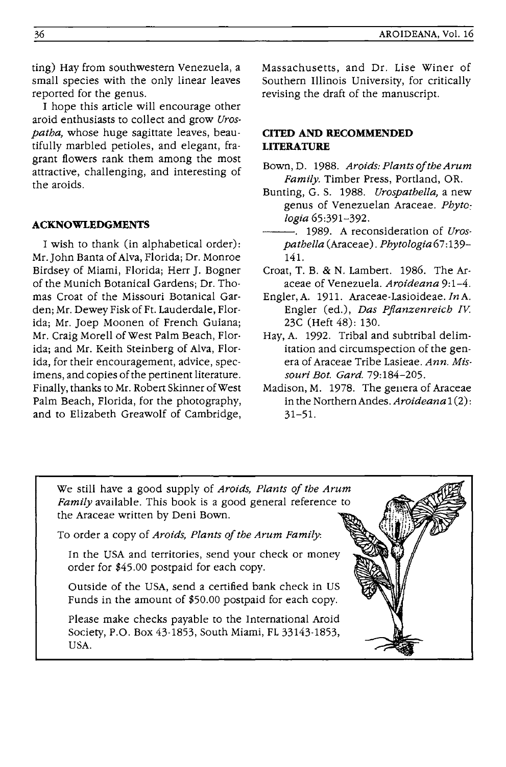ting) Hay from southwestern Venezuela, a small species with the only linear leaves reported for the genus.

I hope this article will encourage other aroid enthusiasts to collect and grow *Urospatha,* whose huge sagittate leaves, beautifully marbled petioles, and elegant, fragrant flowers rank them among the most attractive, challenging, and interesting of the aroids.

## ACKNOWLEDGMENTS

I wish to thank (in alphabetical order): Mr. John Banta of Alva, Florida; Dr. Monroe Birdsey of Miami, Florida; Herr J. Bogner of the Munich Botanical Gardens; Dr. Thomas Croat of the Missouri Botanical Garden; Mr. Dewey Fisk of Ft. Lauderdale, Florida; Mr. Joep Moonen of French Guiana; Mr. Craig Morell of West Palm Beach, Florida; and Mr. Keith Steinberg of Alva, Florida, for their encouragement, advice, specimens, and copies of the pertinent literature. Finally, thanks to Mr. Robert Skinner of West Palm Beach, Florida, for the photography, and to Elizabeth Greawolf of Cambridge, Massachusetts, and Dr. Lise Winer of Southern Illinois University, for critically revising the draft of the manuscript.

## CITED AND RECOMMENDED LITERATURE

Bown, D. 1988. *Aroids: Plants of the Arum Family.* Timber Press, Portland, OR.

Bunting, G. S. 1988. *Urospathella,* a new genus of Venezuelan Araceae. *Phytologia* 65:391–392.

———. 1989. A reconsideration of *Urospathella* (Araceae). *Phytologia* 67:139–141.

Croat, T. B. & N. Lambert. 1986. The Araceae of Venezuela. *Aroideana* 9:1–4.

Engler, A. 1911. Araceae-Lasioideae. *In* A. Engler (ed.), *Das Pflanzenreich IV.* 23C (Heft 48): 130.

Hay, A. 1992. Tribal and subtribal delimitation and circumspection of the genera of Araceae Tribe Lasieae. *Ann. Missouri Bot. Gard.* 79:184–205.

Madison, M. 1978. The genera of Araceae in the Northern Andes. *Aroideana* 1(2): 31–51.

---

We still have a good supply of *Aroids, Plants of the Arum Family* available. This book is a good general reference to the Araceae written by Deni Bown.

To order a copy of *Aroids, Plants of the Arum Family*:

In the USA and territories, send your check or money order for $45.00 postpaid for each copy.

Outside of the USA, send a certified bank check in US Funds in the amount of $50.00 postpaid for each copy.

Please make checks payable to the International Aroid Society, P.O. Box 43-1853, South Miami, FL 33143-1853, USA.